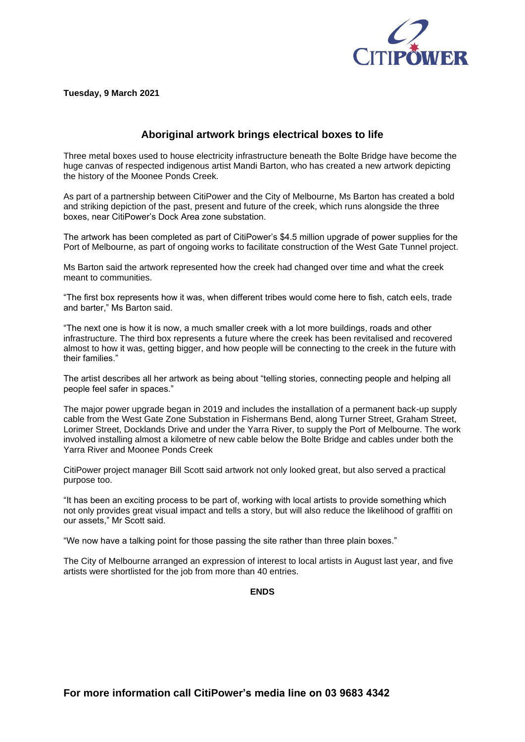**Tuesday, 9 March 2021**

## Aboriginal artwork brings electrical boxes to life

Three metal boxes used to house electricity infrastructure beneath the Bolte Bridge have become the huge canvas of respected indigenous artist Mandi Barton, who has created a new artwork depicting the history of the Moonee Ponds Creek.

As part of a partnership between CitiPower and the City of Melbourne, Ms Barton has created a bold and striking depiction of the past, present and future of the creek, which runs alongside the three boxes, near CitiPower's Dock Area zone substation.

The artwork has been completed as part of CitiPower's $4.5 million upgrade of power supplies for the Port of Melbourne, as part of ongoing works to facilitate construction of the West Gate Tunnel project.

Ms Barton said the artwork represented how the creek had changed over time and what the creek meant to communities.

"The first box represents how it was, when different tribes would come here to fish, catch eels, trade and barter," Ms Barton said.

"The next one is how it is now, a much smaller creek with a lot more buildings, roads and other infrastructure. The third box represents a future where the creek has been revitalised and recovered almost to how it was, getting bigger, and how people will be connecting to the creek in the future with their families."

The artist describes all her artwork as being about "telling stories, connecting people and helping all people feel safer in spaces."

The major power upgrade began in 2019 and includes the installation of a permanent back-up supply cable from the West Gate Zone Substation in Fishermans Bend, along Turner Street, Graham Street, Lorimer Street, Docklands Drive and under the Yarra River, to supply the Port of Melbourne. The work involved installing almost a kilometre of new cable below the Bolte Bridge and cables under both the Yarra River and Moonee Ponds Creek

CitiPower project manager Bill Scott said artwork not only looked great, but also served a practical purpose too.

"It has been an exciting process to be part of, working with local artists to provide something which not only provides great visual impact and tells a story, but will also reduce the likelihood of graffiti on our assets," Mr Scott said.

"We now have a talking point for those passing the site rather than three plain boxes."

The City of Melbourne arranged an expression of interest to local artists in August last year, and five artists were shortlisted for the job from more than 40 entries.

**ENDS**

**For more information call CitiPower's media line on 03 9683 4342**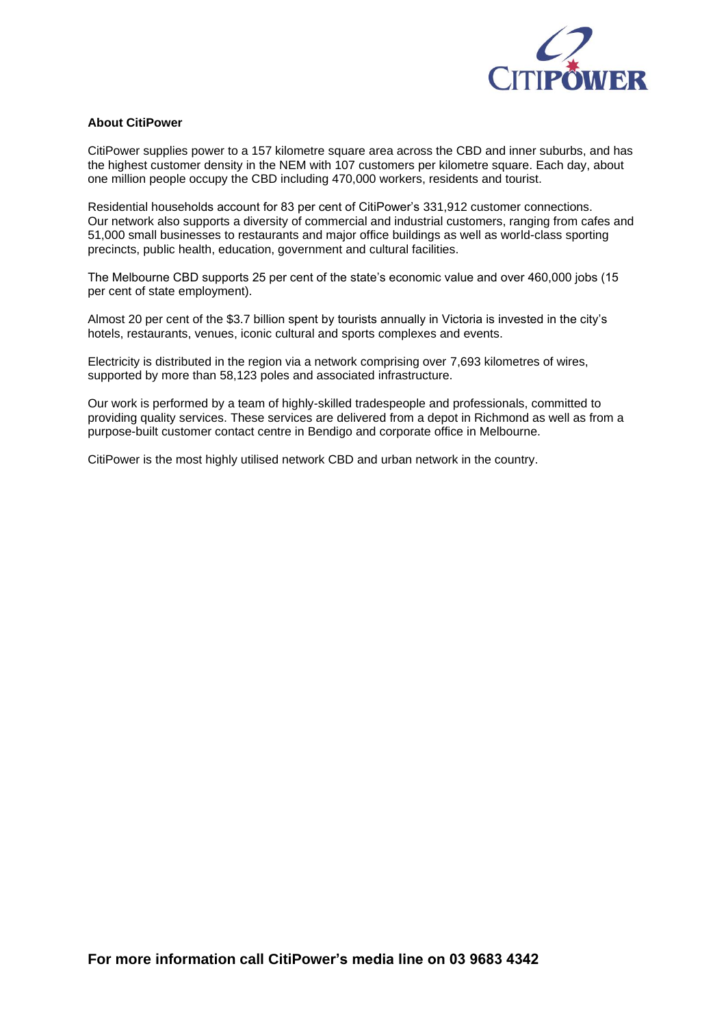**About CitiPower**

CitiPower supplies power to a 157 kilometre square area across the CBD and inner suburbs, and has the highest customer density in the NEM with 107 customers per kilometre square. Each day, about one million people occupy the CBD including 470,000 workers, residents and tourist.

Residential households account for 83 per cent of CitiPower's 331,912 customer connections. Our network also supports a diversity of commercial and industrial customers, ranging from cafes and 51,000 small businesses to restaurants and major office buildings as well as world-class sporting precincts, public health, education, government and cultural facilities.

The Melbourne CBD supports 25 per cent of the state's economic value and over 460,000 jobs (15 per cent of state employment).

Almost 20 per cent of the $3.7 billion spent by tourists annually in Victoria is invested in the city's hotels, restaurants, venues, iconic cultural and sports complexes and events.

Electricity is distributed in the region via a network comprising over 7,693 kilometres of wires, supported by more than 58,123 poles and associated infrastructure.

Our work is performed by a team of highly-skilled tradespeople and professionals, committed to providing quality services. These services are delivered from a depot in Richmond as well as from a purpose-built customer contact centre in Bendigo and corporate office in Melbourne.

CitiPower is the most highly utilised network CBD and urban network in the country.

**For more information call CitiPower's media line on 03 9683 4342**